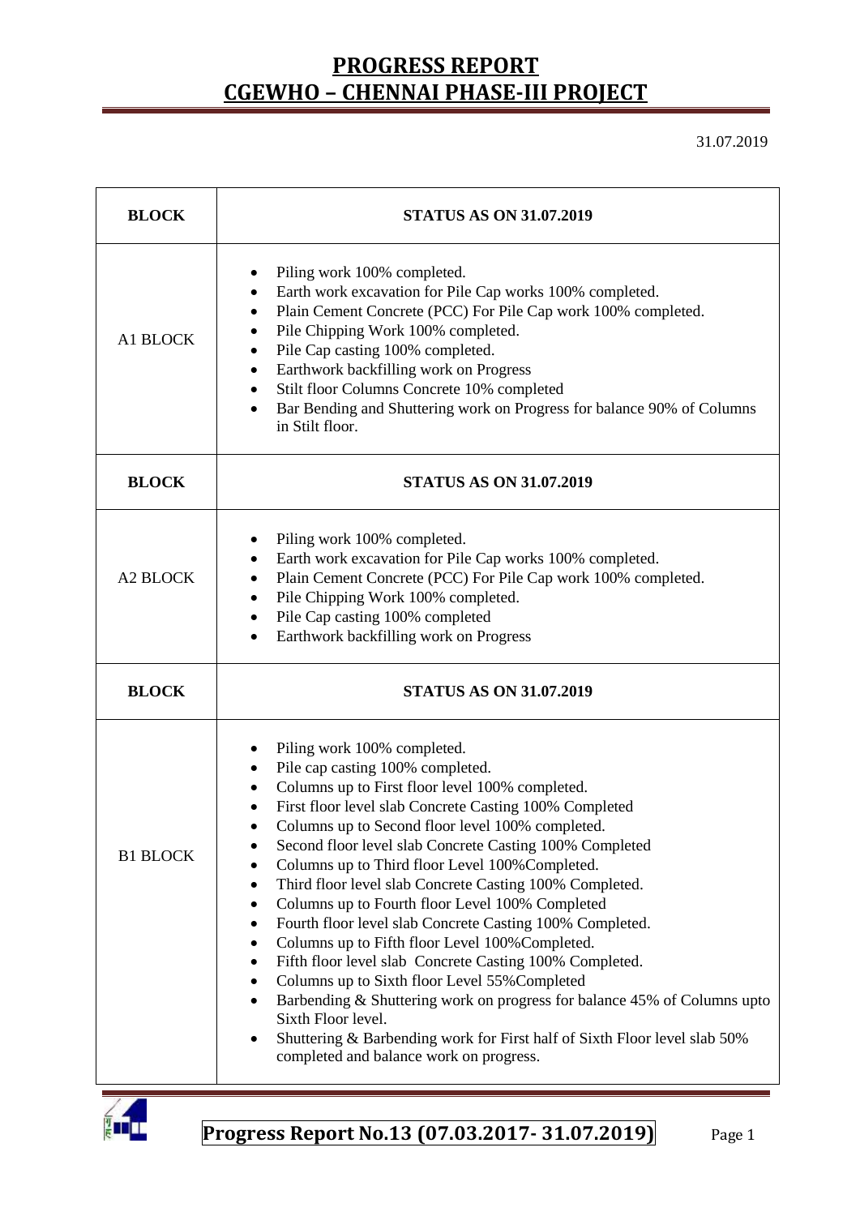# PROGRESS REPORT
# CGEWHO – CHENNAI PHASE-III PROJECT

31.07.2019

| BLOCK | STATUS AS ON 31.07.2019 |
|---|---|
| A1 BLOCK | • Piling work 100% completed.<br>• Earth work excavation for Pile Cap works 100% completed.<br>• Plain Cement Concrete (PCC) For Pile Cap work 100% completed.<br>• Pile Chipping Work 100% completed.<br>• Pile Cap casting 100% completed.<br>• Earthwork backfilling work on Progress<br>• Stilt floor Columns Concrete 10% completed<br>• Bar Bending and Shuttering work on Progress for balance 90% of Columns in Stilt floor. |
| **BLOCK** | **STATUS AS ON 31.07.2019** |
| A2 BLOCK | • Piling work 100% completed.<br>• Earth work excavation for Pile Cap works 100% completed.<br>• Plain Cement Concrete (PCC) For Pile Cap work 100% completed.<br>• Pile Chipping Work 100% completed.<br>• Pile Cap casting 100% completed<br>• Earthwork backfilling work on Progress |
| **BLOCK** | **STATUS AS ON 31.07.2019** |
| B1 BLOCK | • Piling work 100% completed.<br>• Pile cap casting 100% completed.<br>• Columns up to First floor level 100% completed.<br>• First floor level slab Concrete Casting 100% Completed<br>• Columns up to Second floor level 100% completed.<br>• Second floor level slab Concrete Casting 100% Completed<br>• Columns up to Third floor Level 100%Completed.<br>• Third floor level slab Concrete Casting 100% Completed.<br>• Columns up to Fourth floor Level 100% Completed<br>• Fourth floor level slab Concrete Casting 100% Completed.<br>• Columns up to Fifth floor Level 100%Completed.<br>• Fifth floor level slab Concrete Casting 100% Completed.<br>• Columns up to Sixth floor Level 55%Completed<br>• Barbending & Shuttering work on progress for balance 45% of Columns upto Sixth Floor level.<br>• Shuttering & Barbending work for First half of Sixth Floor level slab 50% completed and balance work on progress. |

**Progress Report No.13 (07.03.2017- 31.07.2019)**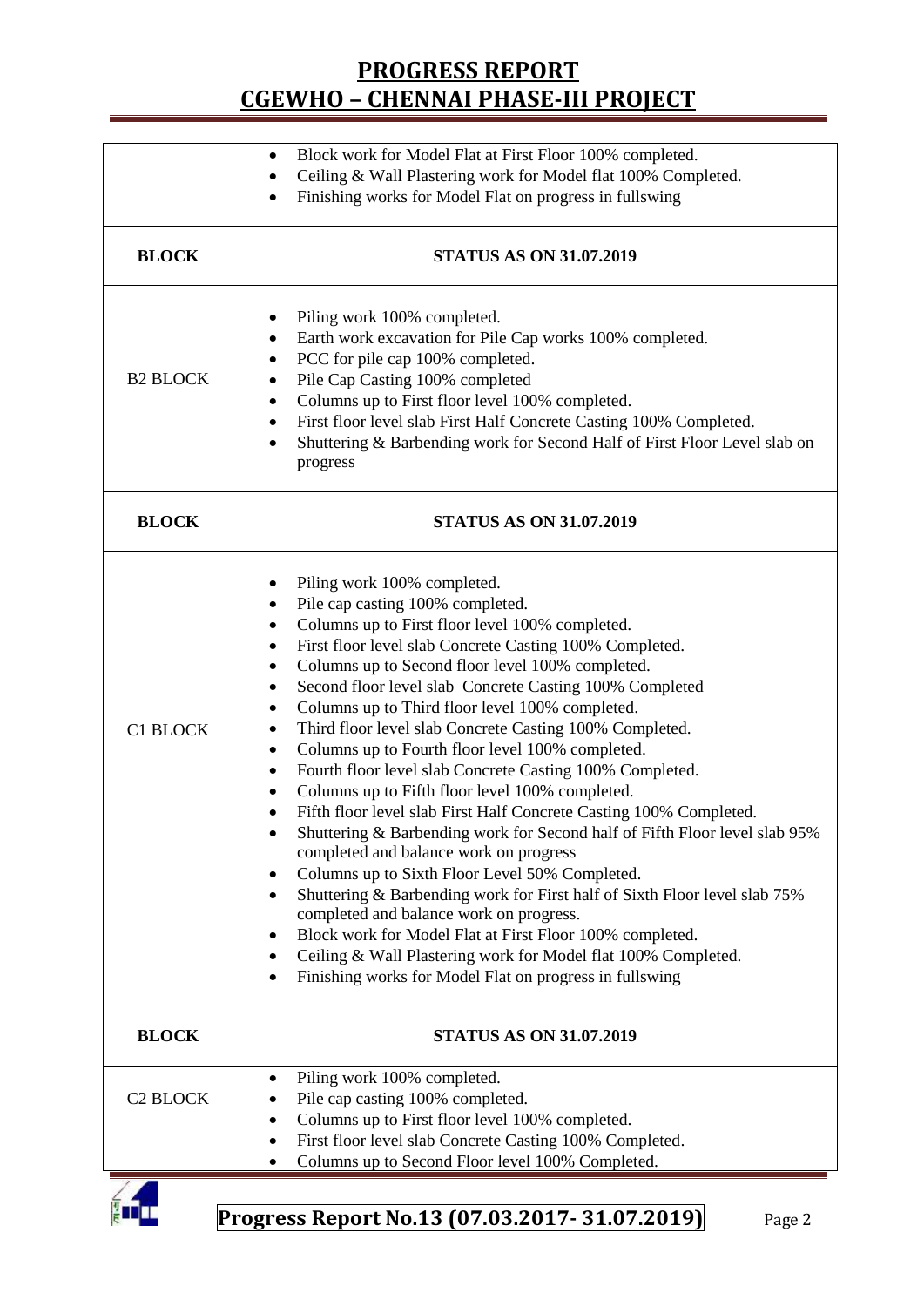| BLOCK | STATUS AS ON 31.07.2019 |
|---|---|
| | • Block work for Model Flat at First Floor 100% completed.<br>• Ceiling & Wall Plastering work for Model flat 100% Completed.<br>• Finishing works for Model Flat on progress in fullswing |
| **BLOCK** | **STATUS AS ON 31.07.2019** |
| B2 BLOCK | • Piling work 100% completed.<br>• Earth work excavation for Pile Cap works 100% completed.<br>• PCC for pile cap 100% completed.<br>• Pile Cap Casting 100% completed<br>• Columns up to First floor level 100% completed.<br>• First floor level slab First Half Concrete Casting 100% Completed.<br>• Shuttering & Barbending work for Second Half of First Floor Level slab on progress |
| **BLOCK** | **STATUS AS ON 31.07.2019** |
| C1 BLOCK | • Piling work 100% completed.<br>• Pile cap casting 100% completed.<br>• Columns up to First floor level 100% completed.<br>• First floor level slab Concrete Casting 100% Completed.<br>• Columns up to Second floor level 100% completed.<br>• Second floor level slab Concrete Casting 100% Completed<br>• Columns up to Third floor level 100% completed.<br>• Third floor level slab Concrete Casting 100% Completed.<br>• Columns up to Fourth floor level 100% completed.<br>• Fourth floor level slab Concrete Casting 100% Completed.<br>• Columns up to Fifth floor level 100% completed.<br>• Fifth floor level slab First Half Concrete Casting 100% Completed.<br>• Shuttering & Barbending work for Second half of Fifth Floor level slab 95% completed and balance work on progress<br>• Columns up to Sixth Floor Level 50% Completed.<br>• Shuttering & Barbending work for First half of Sixth Floor level slab 75% completed and balance work on progress.<br>• Block work for Model Flat at First Floor 100% completed.<br>• Ceiling & Wall Plastering work for Model flat 100% Completed.<br>• Finishing works for Model Flat on progress in fullswing |
| **BLOCK** | **STATUS AS ON 31.07.2019** |
| C2 BLOCK | • Piling work 100% completed.<br>• Pile cap casting 100% completed.<br>• Columns up to First floor level 100% completed.<br>• First floor level slab Concrete Casting 100% Completed.<br>• Columns up to Second Floor level 100% Completed. |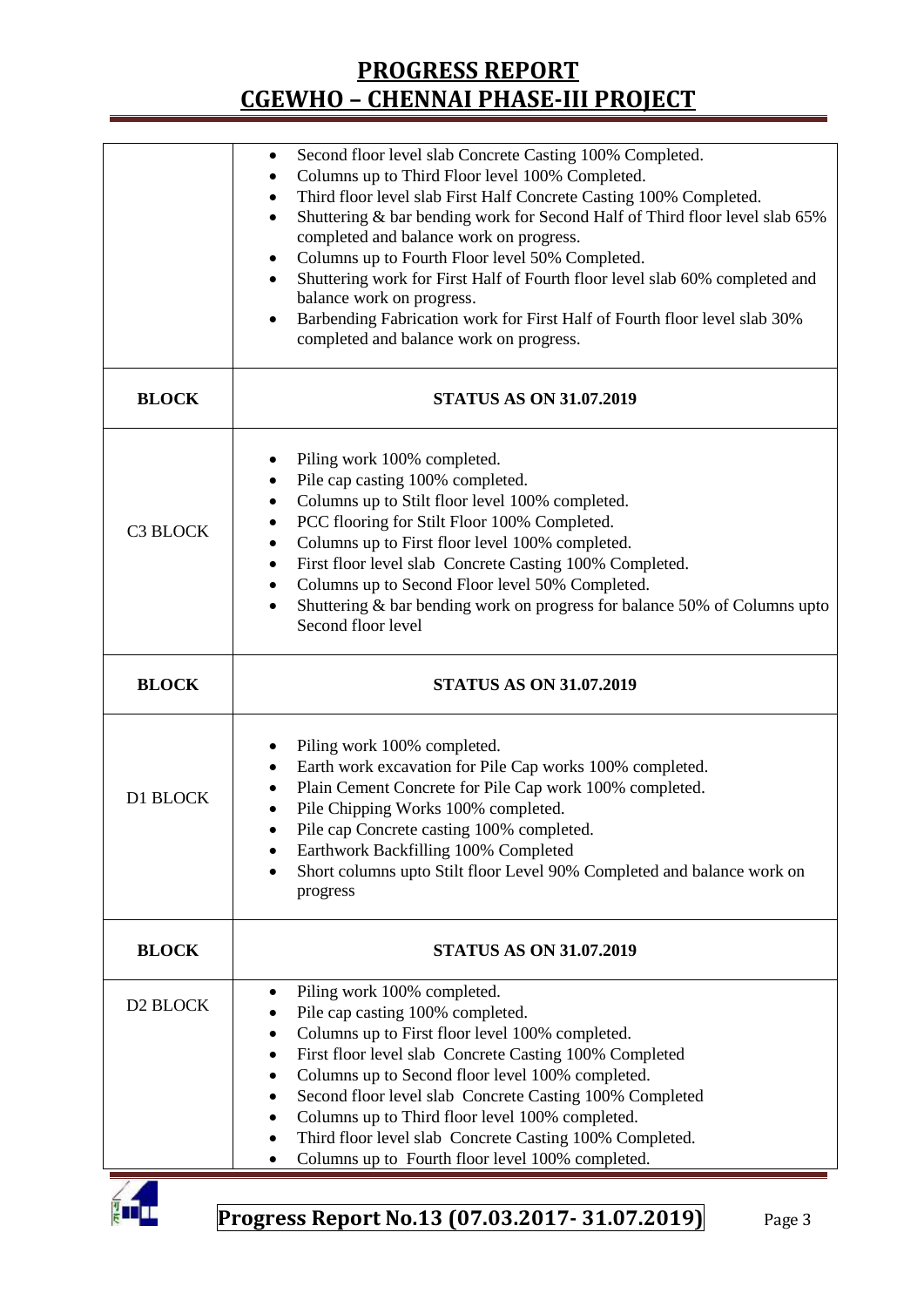| | |
|---|---|
| | • Second floor level slab Concrete Casting 100% Completed.<br>• Columns up to Third Floor level 100% Completed.<br>• Third floor level slab First Half Concrete Casting 100% Completed.<br>• Shuttering & bar bending work for Second Half of Third floor level slab 65% completed and balance work on progress.<br>• Columns up to Fourth Floor level 50% Completed.<br>• Shuttering work for First Half of Fourth floor level slab 60% completed and balance work on progress.<br>• Barbending Fabrication work for First Half of Fourth floor level slab 30% completed and balance work on progress. |
| **BLOCK** | **STATUS AS ON 31.07.2019** |
| C3 BLOCK | • Piling work 100% completed.<br>• Pile cap casting 100% completed.<br>• Columns up to Stilt floor level 100% completed.<br>• PCC flooring for Stilt Floor 100% Completed.<br>• Columns up to First floor level 100% completed.<br>• First floor level slab Concrete Casting 100% Completed.<br>• Columns up to Second Floor level 50% Completed.<br>• Shuttering & bar bending work on progress for balance 50% of Columns upto Second floor level |
| **BLOCK** | **STATUS AS ON 31.07.2019** |
| D1 BLOCK | • Piling work 100% completed.<br>• Earth work excavation for Pile Cap works 100% completed.<br>• Plain Cement Concrete for Pile Cap work 100% completed.<br>• Pile Chipping Works 100% completed.<br>• Pile cap Concrete casting 100% completed.<br>• Earthwork Backfilling 100% Completed<br>• Short columns upto Stilt floor Level 90% Completed and balance work on progress |
| **BLOCK** | **STATUS AS ON 31.07.2019** |
| D2 BLOCK | • Piling work 100% completed.<br>• Pile cap casting 100% completed.<br>• Columns up to First floor level 100% completed.<br>• First floor level slab Concrete Casting 100% Completed<br>• Columns up to Second floor level 100% completed.<br>• Second floor level slab Concrete Casting 100% Completed<br>• Columns up to Third floor level 100% completed.<br>• Third floor level slab Concrete Casting 100% Completed.<br>• Columns up to Fourth floor level 100% completed. |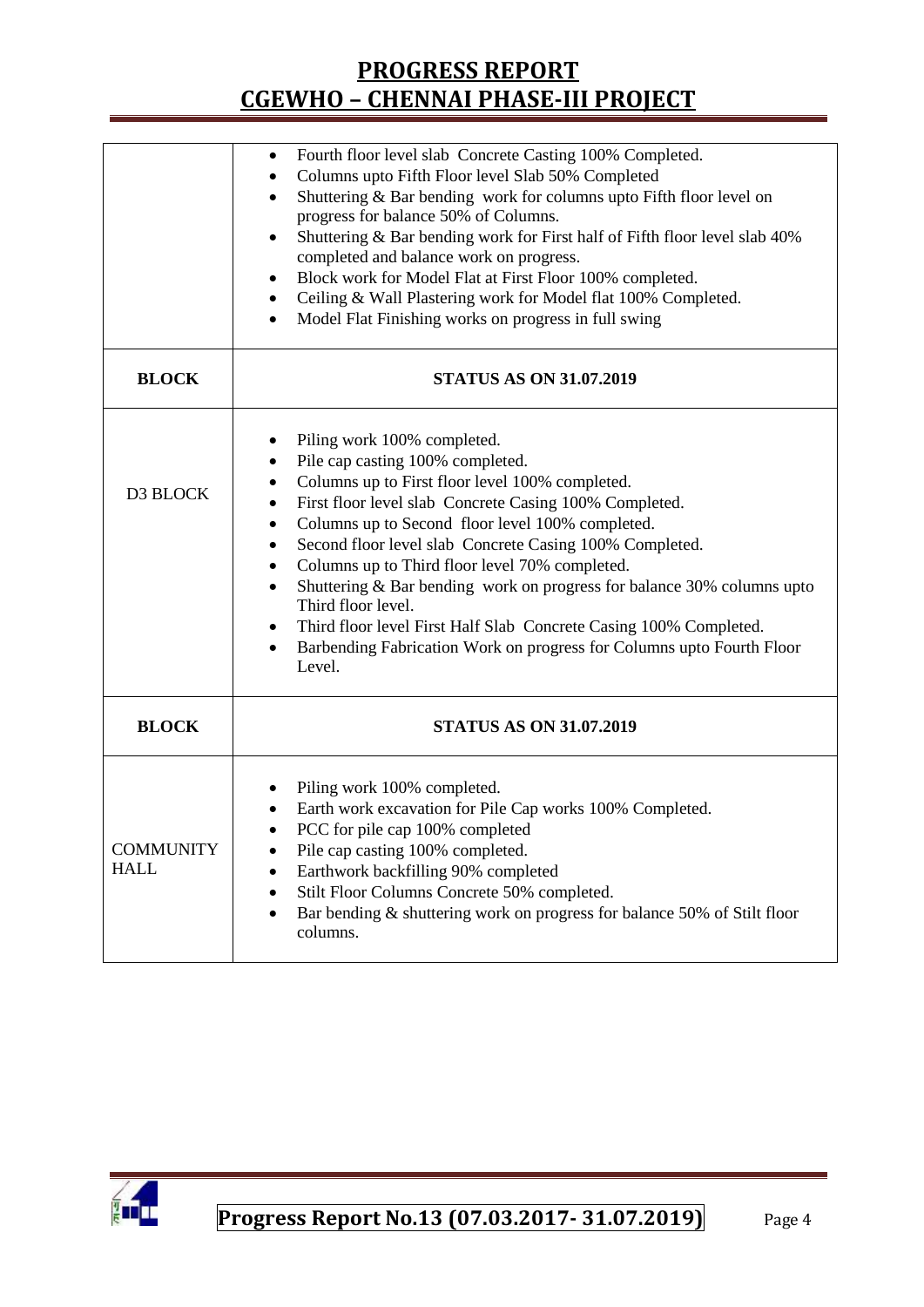| | |
|---|---|
| | • Fourth floor level slab Concrete Casting 100% Completed.<br>• Columns upto Fifth Floor level Slab 50% Completed<br>• Shuttering & Bar bending work for columns upto Fifth floor level on progress for balance 50% of Columns.<br>• Shuttering & Bar bending work for First half of Fifth floor level slab 40% completed and balance work on progress.<br>• Block work for Model Flat at First Floor 100% completed.<br>• Ceiling & Wall Plastering work for Model flat 100% Completed.<br>• Model Flat Finishing works on progress in full swing |

| BLOCK | STATUS AS ON 31.07.2019 |
|---|---|
| D3 BLOCK | • Piling work 100% completed.<br>• Pile cap casting 100% completed.<br>• Columns up to First floor level 100% completed.<br>• First floor level slab Concrete Casing 100% Completed.<br>• Columns up to Second floor level 100% completed.<br>• Second floor level slab Concrete Casing 100% Completed.<br>• Columns up to Third floor level 70% completed.<br>• Shuttering & Bar bending work on progress for balance 30% columns upto Third floor level.<br>• Third floor level First Half Slab Concrete Casing 100% Completed.<br>• Barbending Fabrication Work on progress for Columns upto Fourth Floor Level. |

| BLOCK | STATUS AS ON 31.07.2019 |
|---|---|
| COMMUNITY HALL | • Piling work 100% completed.<br>• Earth work excavation for Pile Cap works 100% Completed.<br>• PCC for pile cap 100% completed<br>• Pile cap casting 100% completed.<br>• Earthwork backfilling 90% completed<br>• Stilt Floor Columns Concrete 50% completed.<br>• Bar bending & shuttering work on progress for balance 50% of Stilt floor columns. |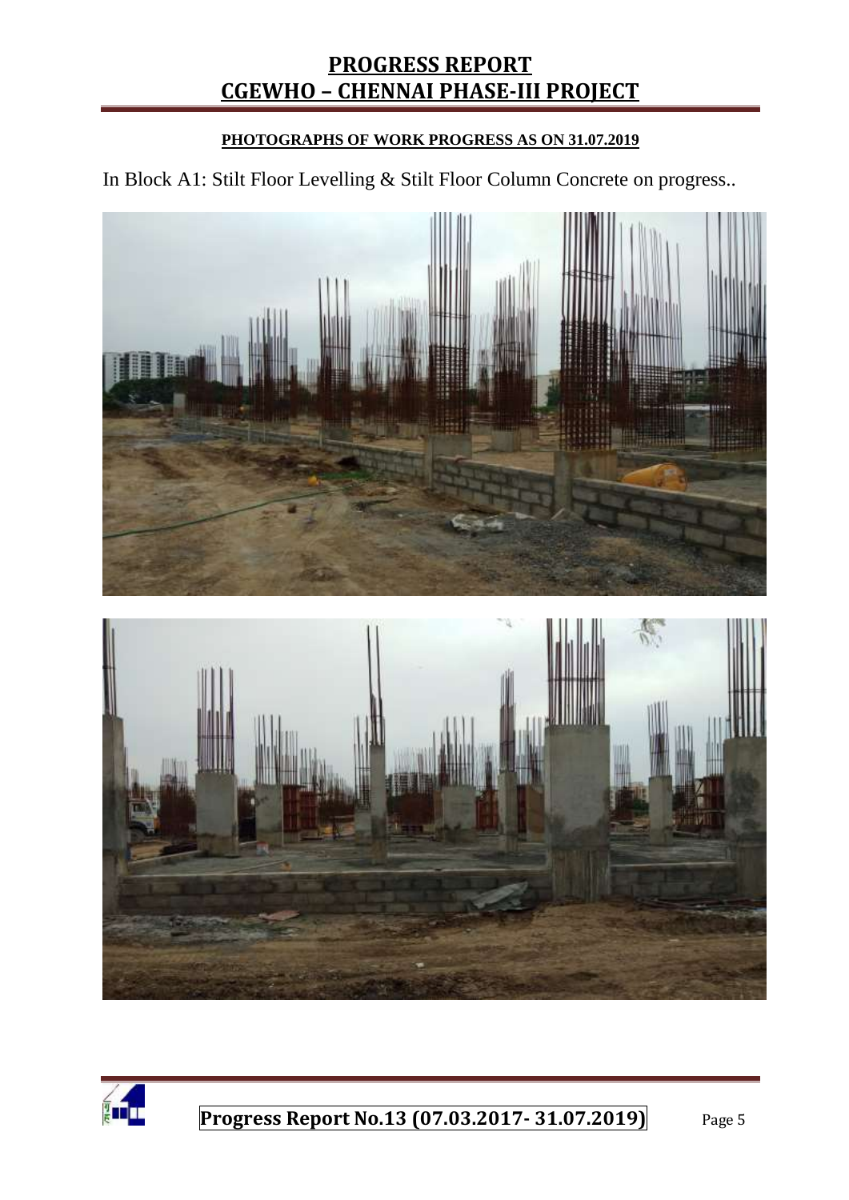**PHOTOGRAPHS OF WORK PROGRESS AS ON 31.07.2019**

In Block A1: Stilt Floor Levelling & Stilt Floor Column Concrete on progress..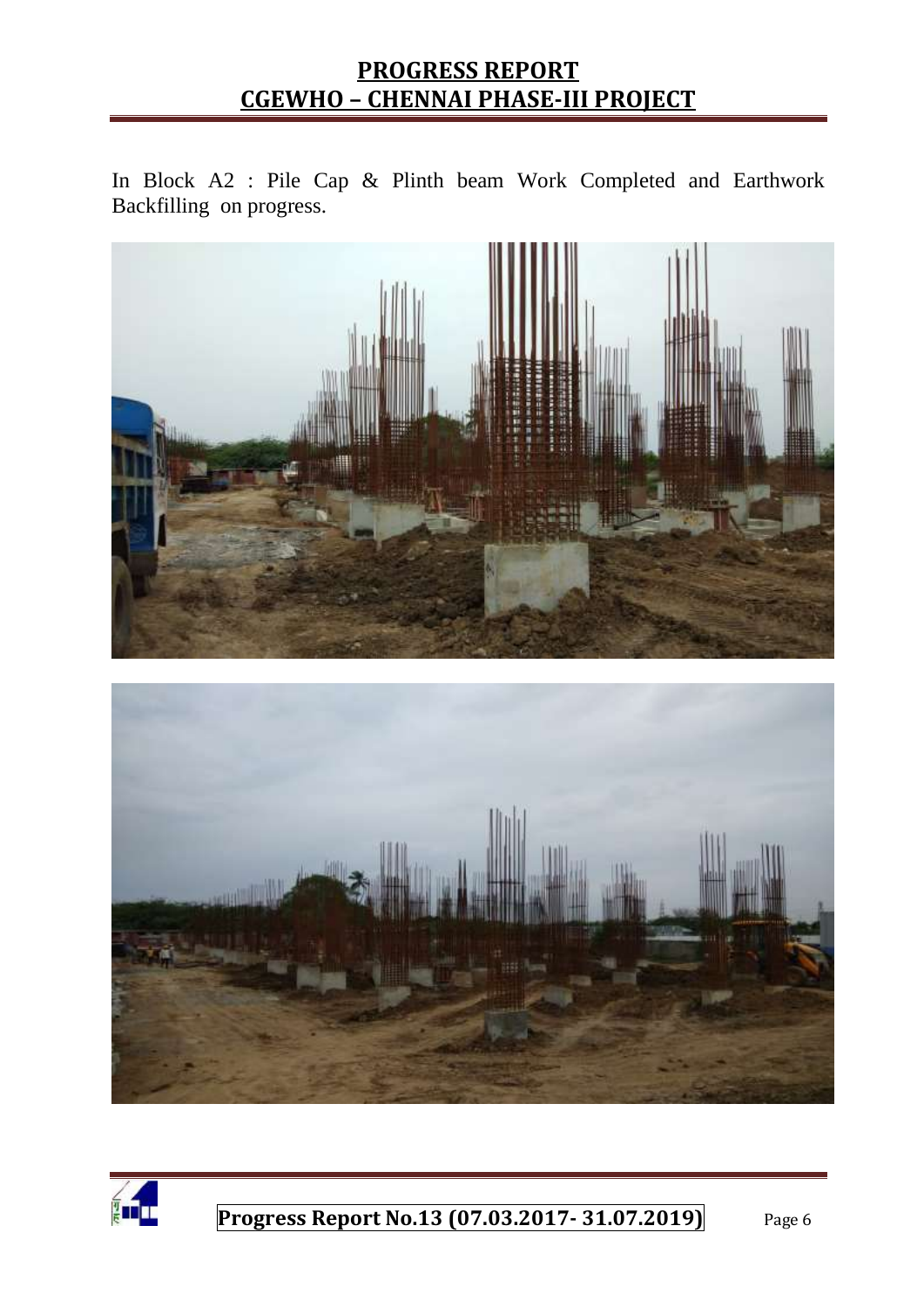In Block A2 : Pile Cap & Plinth beam Work Completed and Earthwork Backfilling on progress.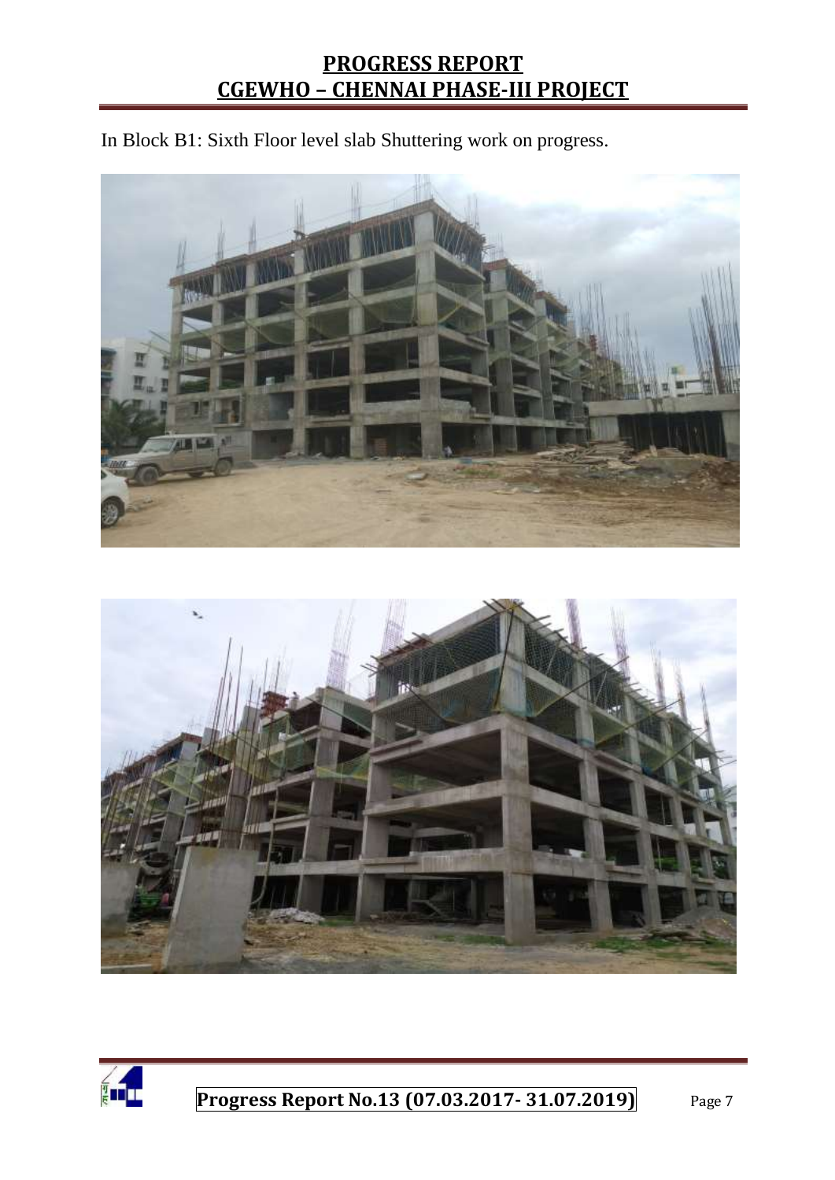In Block B1: Sixth Floor level slab Shuttering work on progress.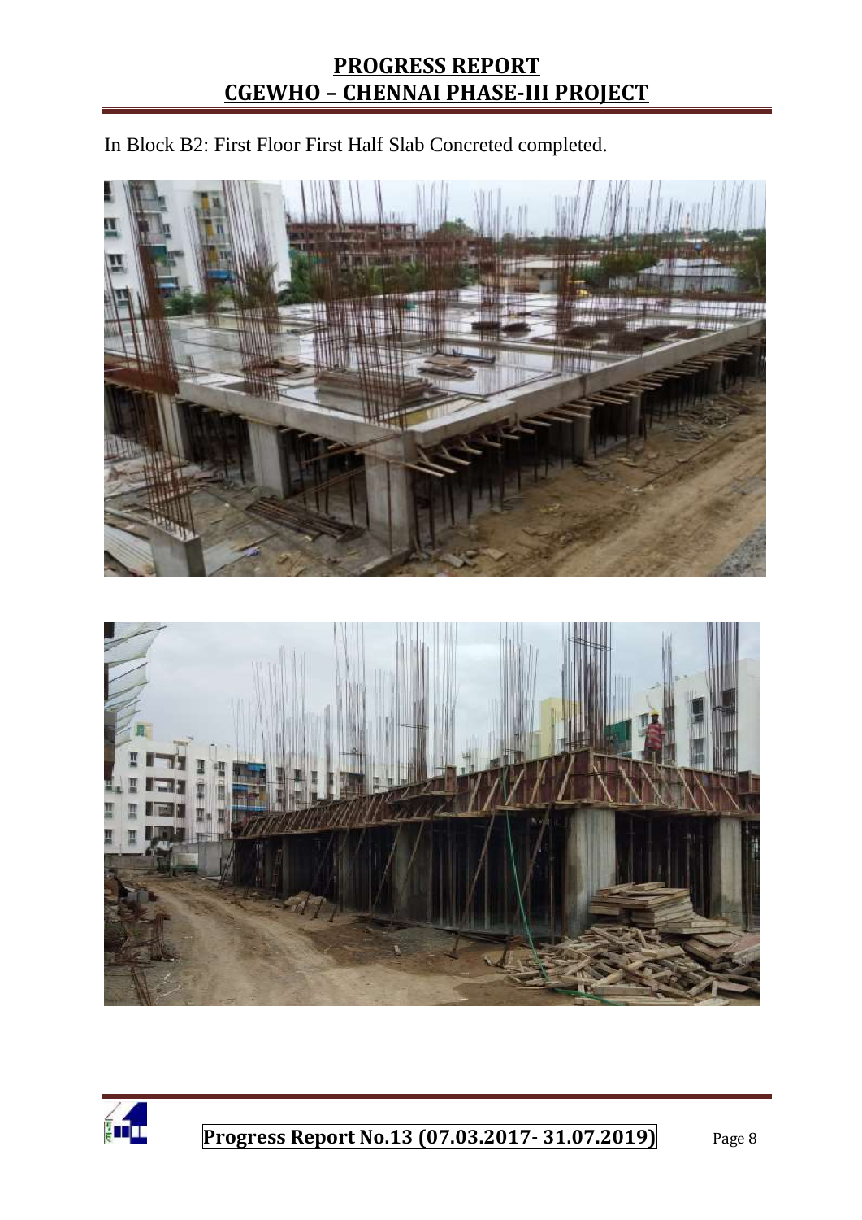In Block B2: First Floor First Half Slab Concreted completed.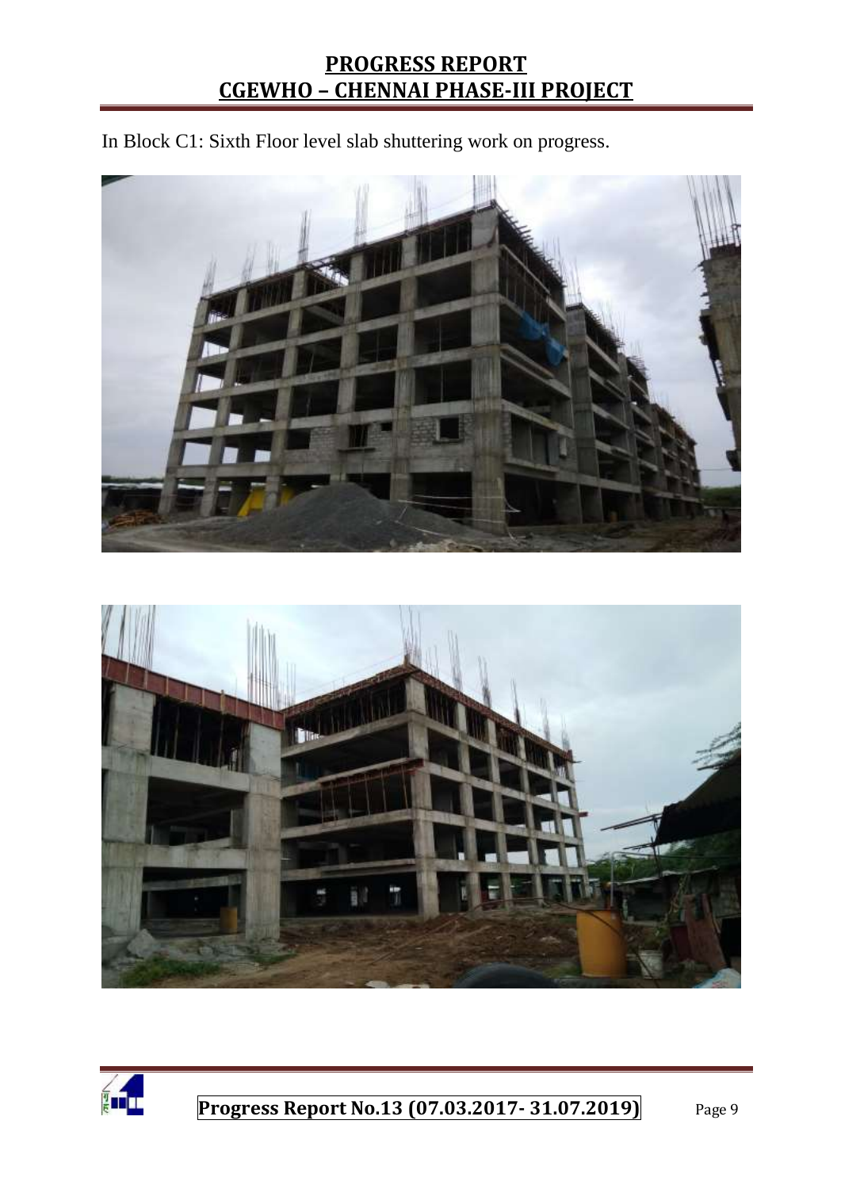In Block C1: Sixth Floor level slab shuttering work on progress.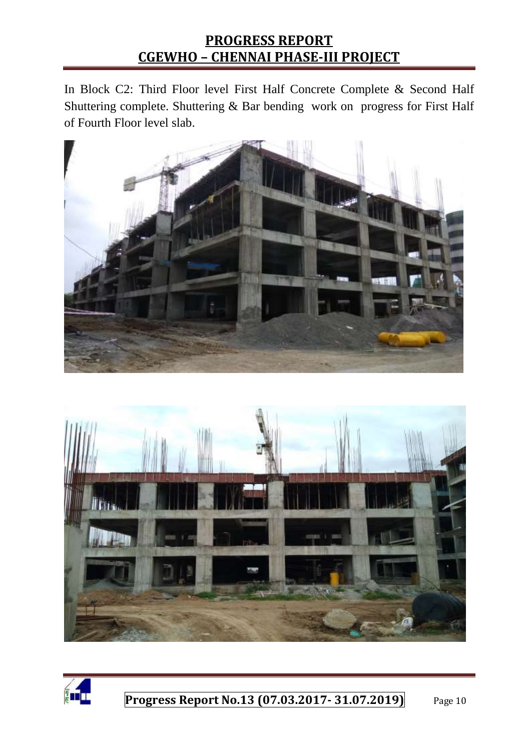In Block C2: Third Floor level First Half Concrete Complete & Second Half Shuttering complete. Shuttering & Bar bending work on progress for First Half of Fourth Floor level slab.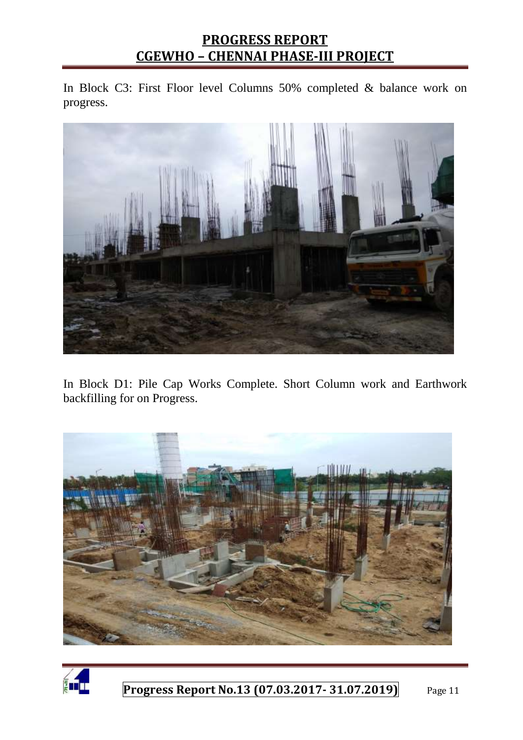In Block C3: First Floor level Columns 50% completed & balance work on progress.

In Block D1: Pile Cap Works Complete. Short Column work and Earthwork backfilling for on Progress.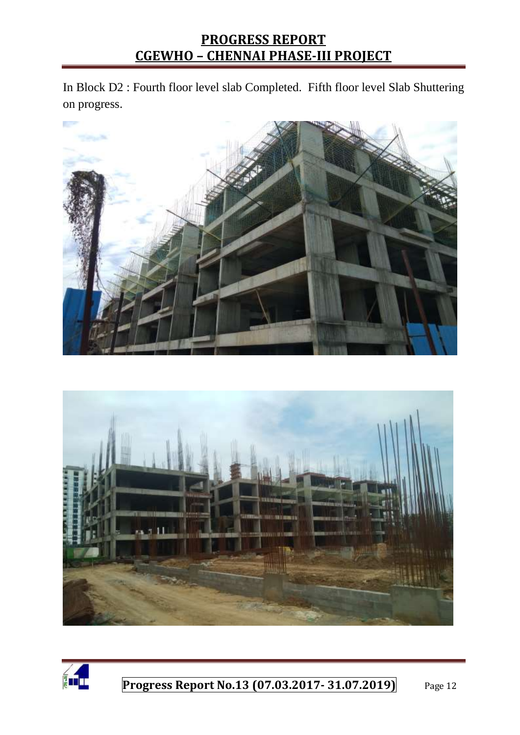In Block D2 : Fourth floor level slab Completed.  Fifth floor level Slab Shuttering on progress.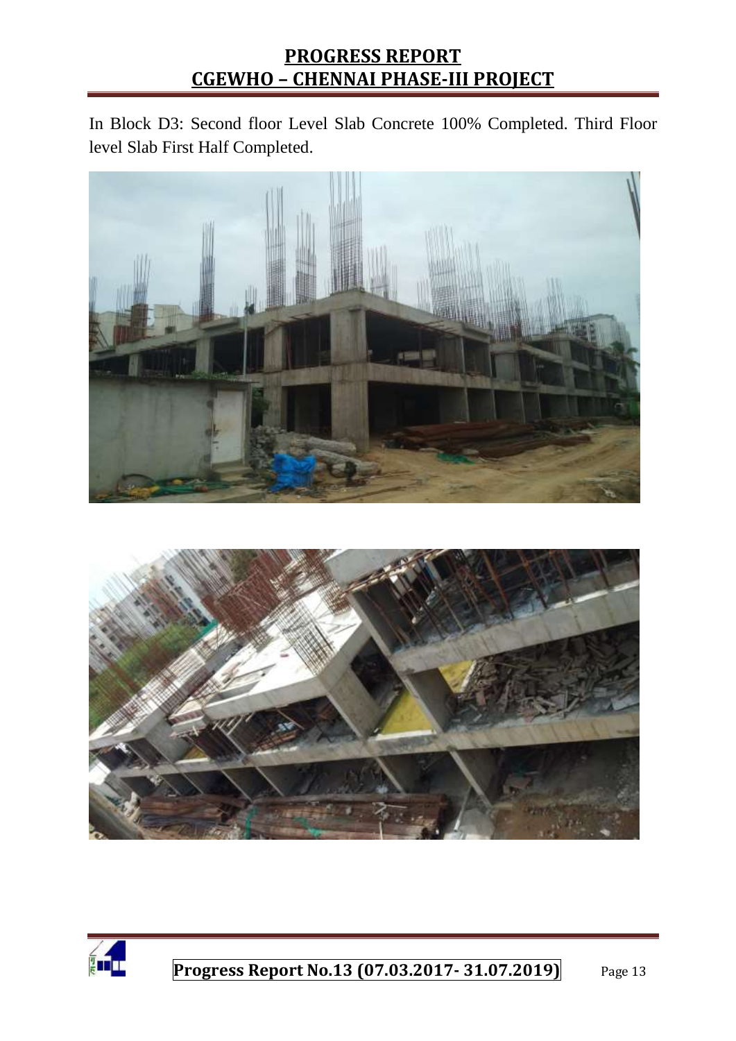In Block D3: Second floor Level Slab Concrete 100% Completed. Third Floor level Slab First Half Completed.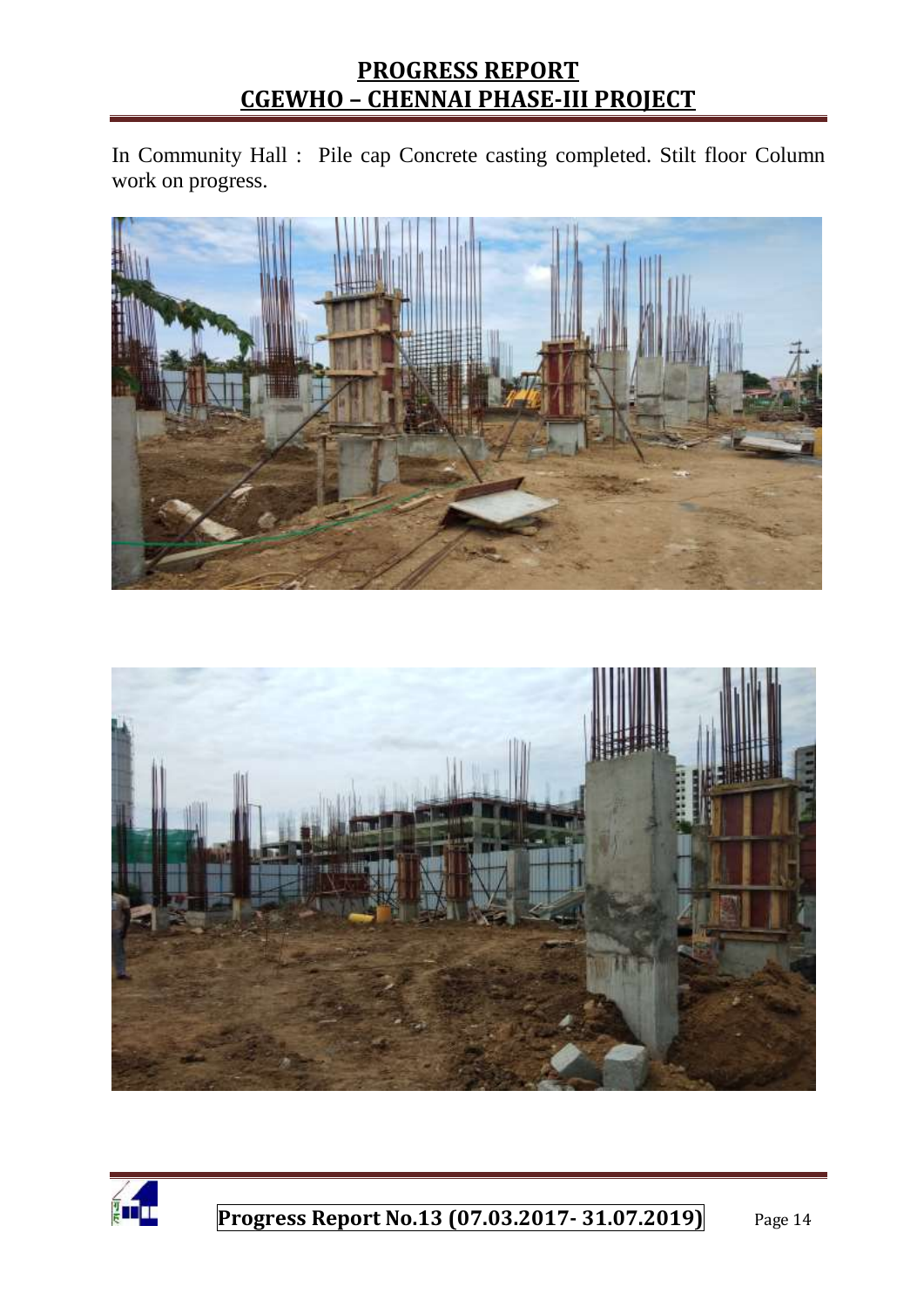In Community Hall : Pile cap Concrete casting completed. Stilt floor Column work on progress.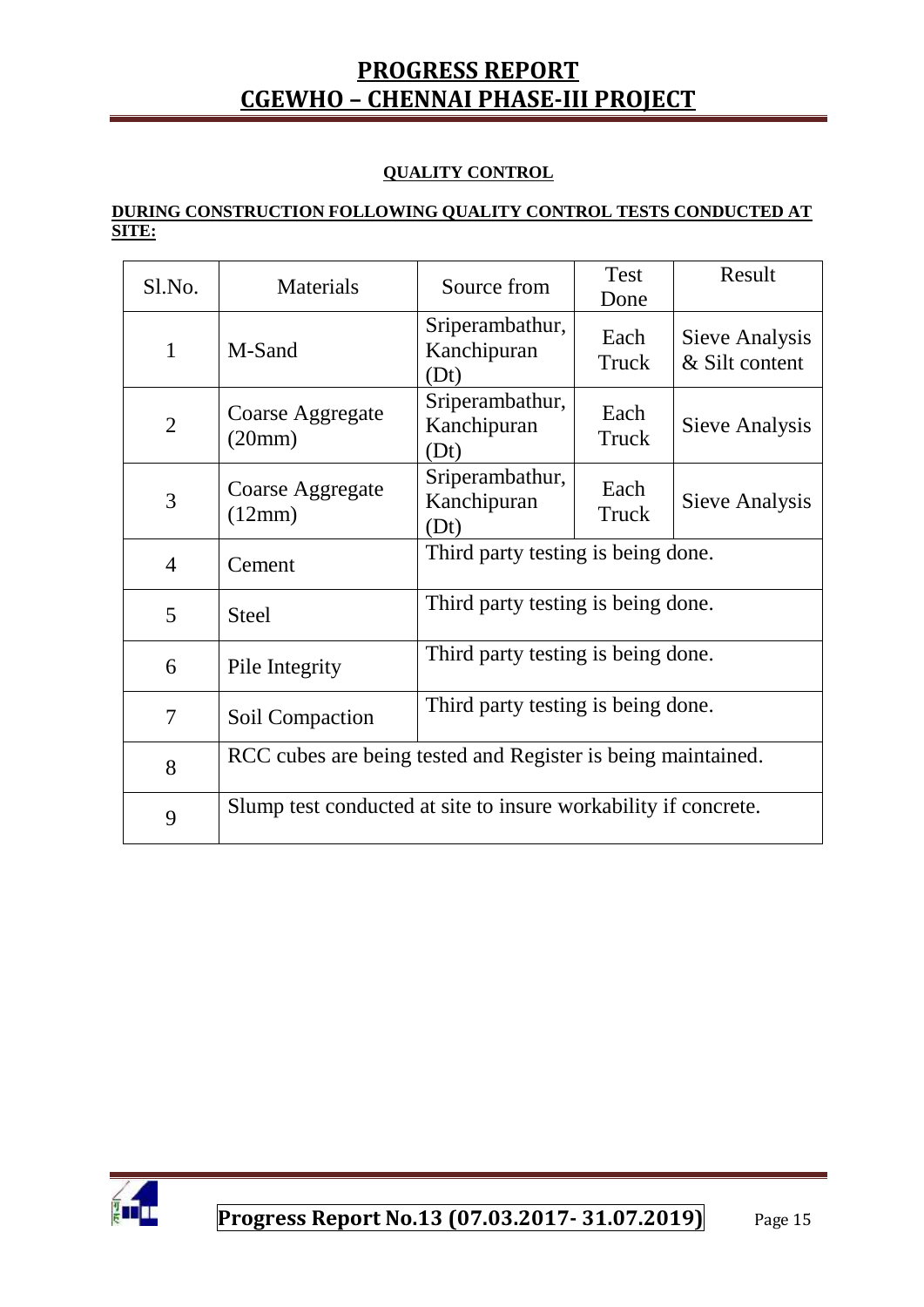## QUALITY CONTROL

**DURING CONSTRUCTION FOLLOWING QUALITY CONTROL TESTS CONDUCTED AT SITE:**

| Sl.No. | Materials | Source from | Test Done | Result |
|---|---|---|---|---|
| 1 | M-Sand | Sriperambathur, Kanchipuran (Dt) | Each Truck | Sieve Analysis & Silt content |
| 2 | Coarse Aggregate (20mm) | Sriperambathur, Kanchipuran (Dt) | Each Truck | Sieve Analysis |
| 3 | Coarse Aggregate (12mm) | Sriperambathur, Kanchipuran (Dt) | Each Truck | Sieve Analysis |
| 4 | Cement | Third party testing is being done. | | |
| 5 | Steel | Third party testing is being done. | | |
| 6 | Pile Integrity | Third party testing is being done. | | |
| 7 | Soil Compaction | Third party testing is being done. | | |
| 8 | RCC cubes are being tested and Register is being maintained. | | | |
| 9 | Slump test conducted at site to insure workability if concrete. | | | |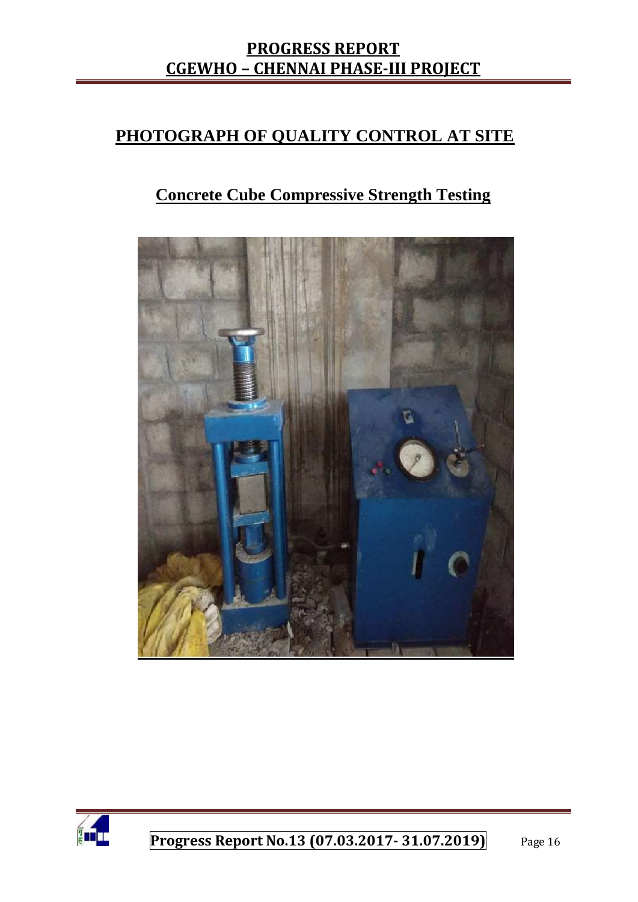# PHOTOGRAPH OF QUALITY CONTROL AT SITE

## Concrete Cube Compressive Strength Testing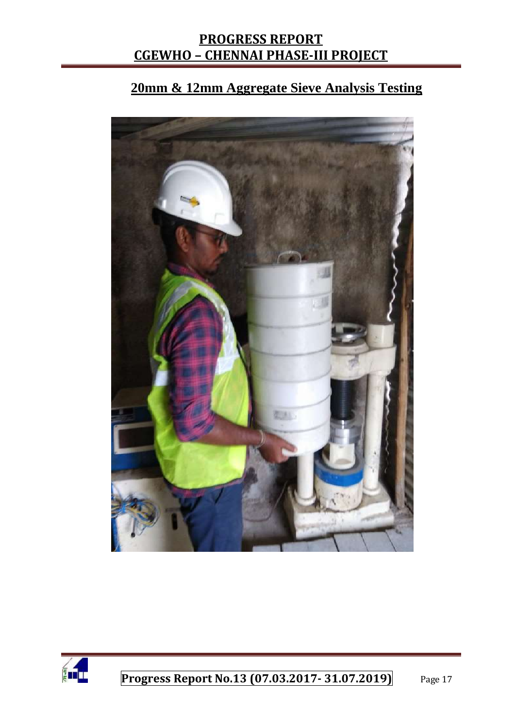## 20mm & 12mm Aggregate Sieve Analysis Testing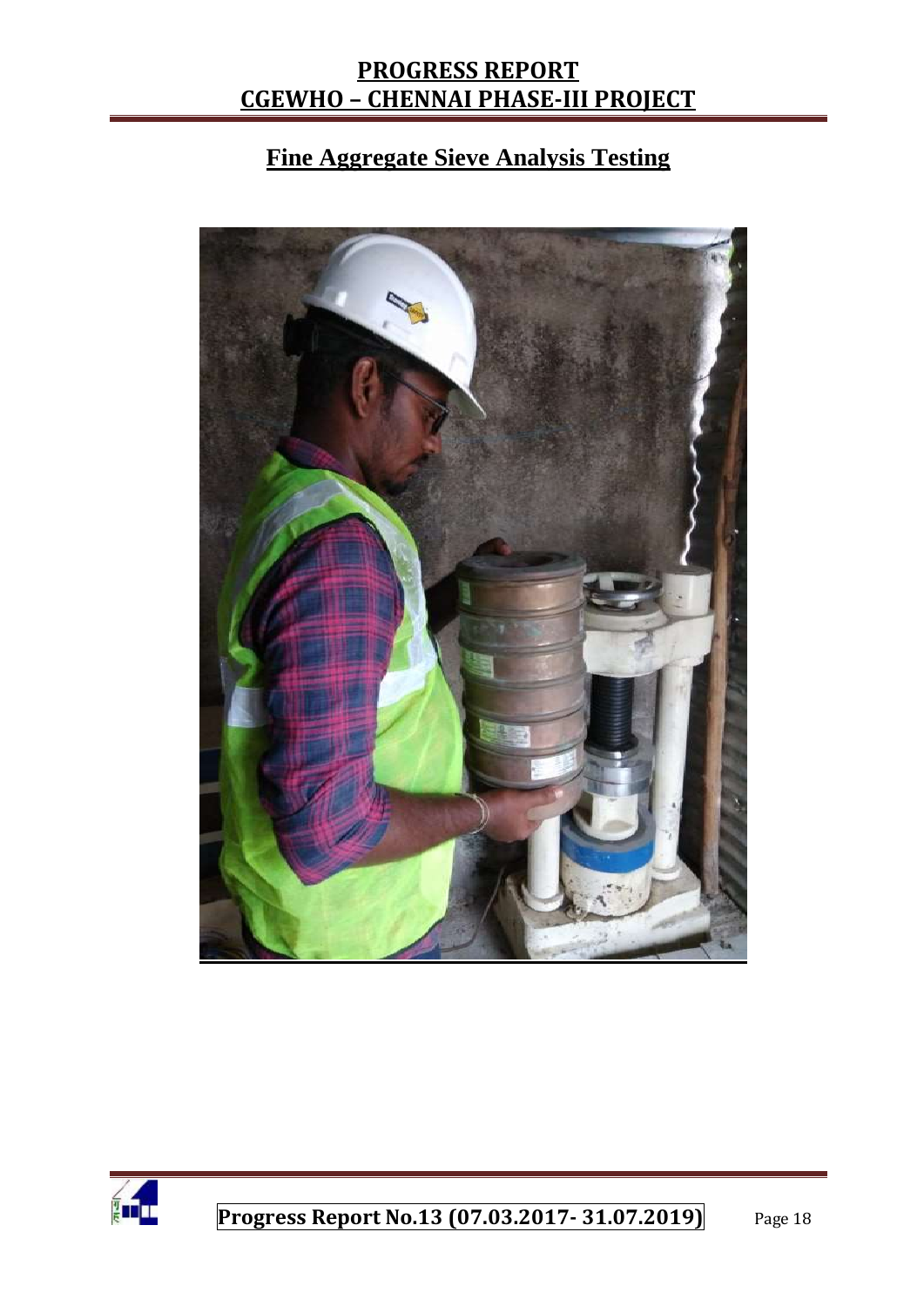## Fine Aggregate Sieve Analysis Testing